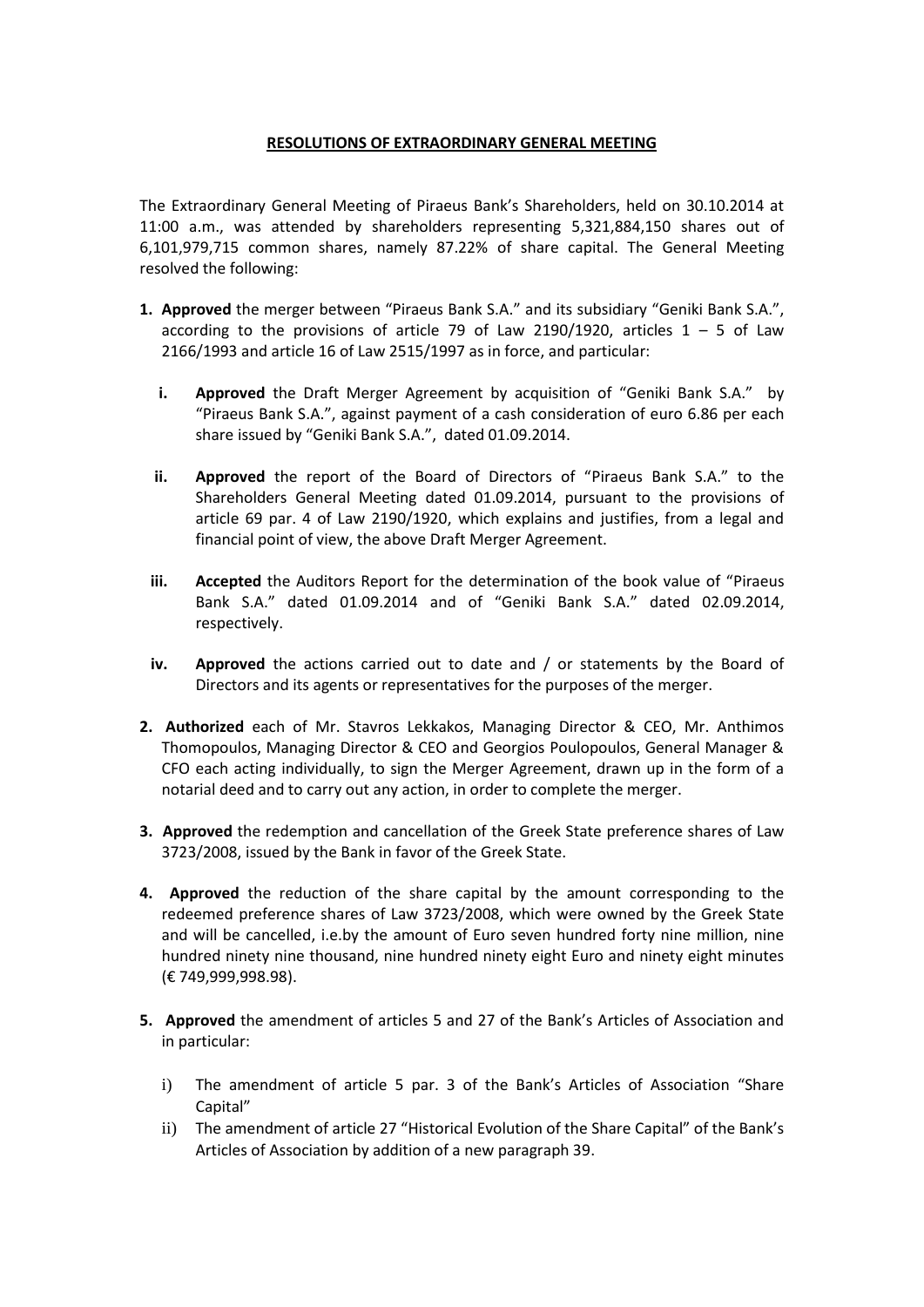**RESOLUTIONS OF EXTRAORDINARY GENERAL MEETING**

The Extraordinary General Meeting of Piraeus Bank's Shareholders, held on 30.10.2014 at 11:00 a.m., was attended by shareholders representing 5,321,884,150 shares out of 6,101,979,715 common shares, namely 87.22% of share capital. The General Meeting resolved the following:

1. **Approved** the merger between "Piraeus Bank S.A." and its subsidiary "Geniki Bank S.A.", according to the provisions of article 79 of Law 2190/1920, articles 1 – 5 of Law 2166/1993 and article 16 of Law 2515/1997 as in force, and particular:

   i. **Approved** the Draft Merger Agreement by acquisition of "Geniki Bank S.A." by "Piraeus Bank S.A.", against payment of a cash consideration of euro 6.86 per each share issued by "Geniki Bank S.A.", dated 01.09.2014.

   ii. **Approved** the report of the Board of Directors of "Piraeus Bank S.A." to the Shareholders General Meeting dated 01.09.2014, pursuant to the provisions of article 69 par. 4 of Law 2190/1920, which explains and justifies, from a legal and financial point of view, the above Draft Merger Agreement.

   iii. **Accepted** the Auditors Report for the determination of the book value of "Piraeus Bank S.A." dated 01.09.2014 and of "Geniki Bank S.A." dated 02.09.2014, respectively.

   iv. **Approved** the actions carried out to date and / or statements by the Board of Directors and its agents or representatives for the purposes of the merger.

2. **Authorized** each of Mr. Stavros Lekkakos, Managing Director & CEO, Mr. Anthimos Thomopoulos, Managing Director & CEO and Georgios Poulopoulos, General Manager & CFO each acting individually, to sign the Merger Agreement, drawn up in the form of a notarial deed and to carry out any action, in order to complete the merger.

3. **Approved** the redemption and cancellation of the Greek State preference shares of Law 3723/2008, issued by the Bank in favor of the Greek State.

4. **Approved** the reduction of the share capital by the amount corresponding to the redeemed preference shares of Law 3723/2008, which were owned by the Greek State and will be cancelled, i.e.by the amount of Euro seven hundred forty nine million, nine hundred ninety nine thousand, nine hundred ninety eight Euro and ninety eight minutes (€ 749,999,998.98).

5. **Approved** the amendment of articles 5 and 27 of the Bank's Articles of Association and in particular:

   i) The amendment of article 5 par. 3 of the Bank's Articles of Association "Share Capital"

   ii) The amendment of article 27 "Historical Evolution of the Share Capital" of the Bank's Articles of Association by addition of a new paragraph 39.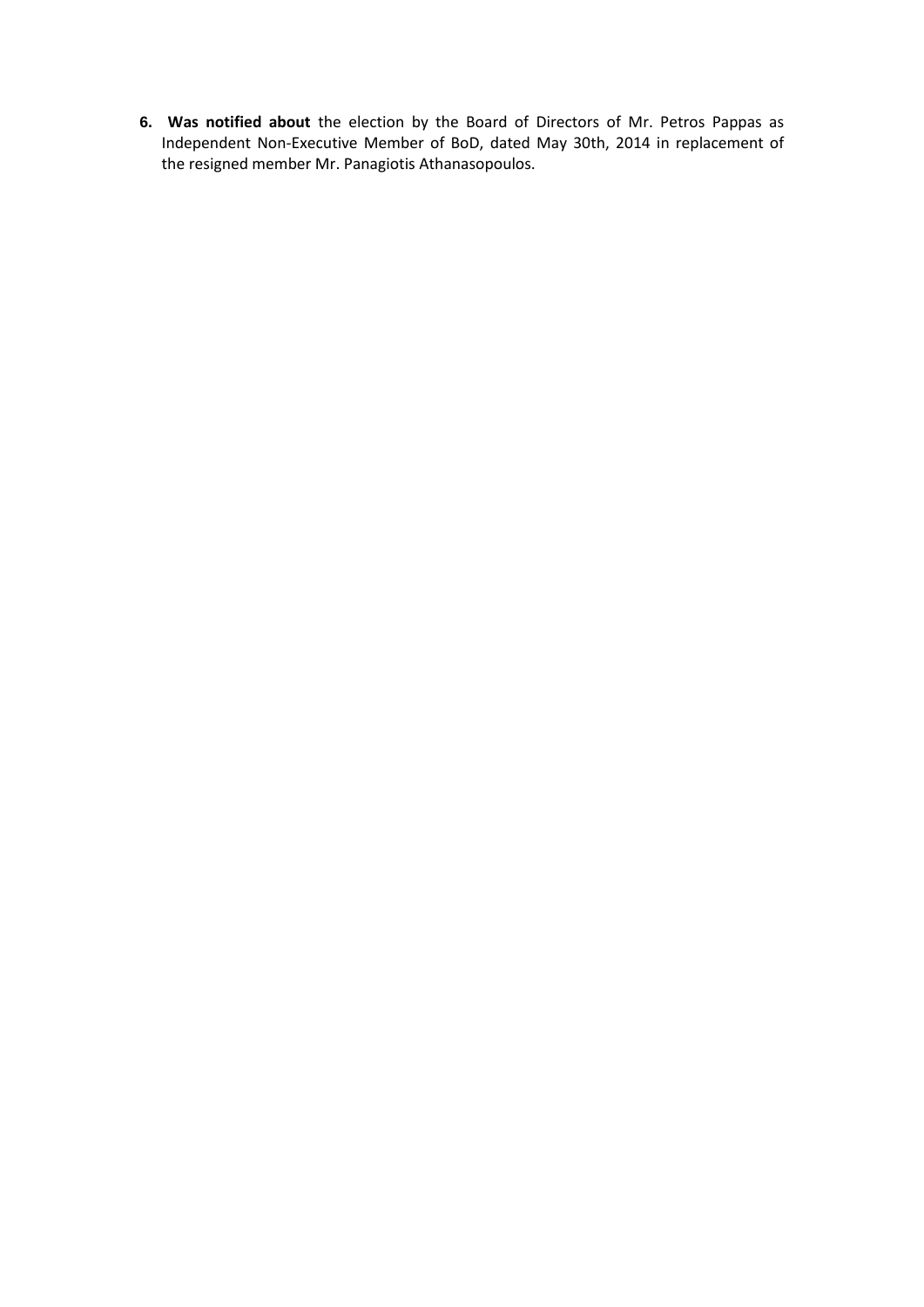6. **Was notified about** the election by the Board of Directors of Mr. Petros Pappas as Independent Non-Executive Member of BoD, dated May 30th, 2014 in replacement of the resigned member Mr. Panagiotis Athanasopoulos.